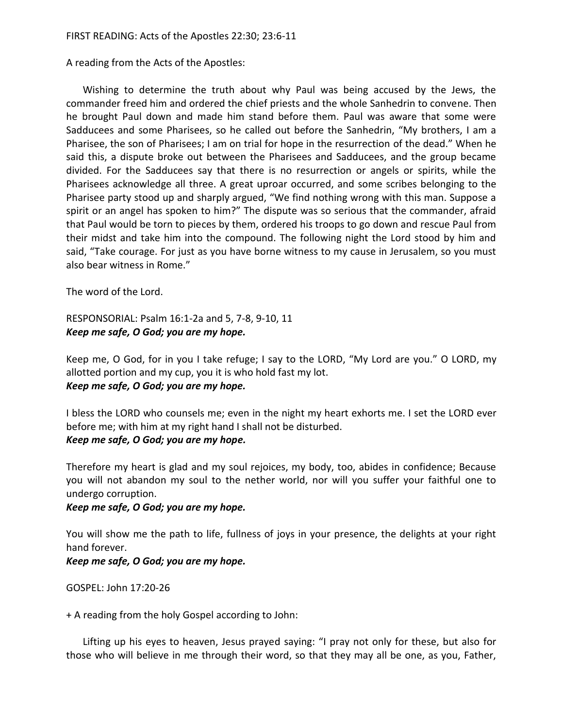FIRST READING: Acts of the Apostles 22:30; 23:6-11

A reading from the Acts of the Apostles:

Wishing to determine the truth about why Paul was being accused by the Jews, the commander freed him and ordered the chief priests and the whole Sanhedrin to convene. Then he brought Paul down and made him stand before them. Paul was aware that some were Sadducees and some Pharisees, so he called out before the Sanhedrin, “My brothers, I am a Pharisee, the son of Pharisees; I am on trial for hope in the resurrection of the dead.” When he said this, a dispute broke out between the Pharisees and Sadducees, and the group became divided. For the Sadducees say that there is no resurrection or angels or spirits, while the Pharisees acknowledge all three. A great uproar occurred, and some scribes belonging to the Pharisee party stood up and sharply argued, “We find nothing wrong with this man. Suppose a spirit or an angel has spoken to him?” The dispute was so serious that the commander, afraid that Paul would be torn to pieces by them, ordered his troops to go down and rescue Paul from their midst and take him into the compound. The following night the Lord stood by him and said, “Take courage. For just as you have borne witness to my cause in Jerusalem, so you must also bear witness in Rome.”

The word of the Lord.

RESPONSORIAL: Psalm 16:1-2a and 5, 7-8, 9-10, 11
***Keep me safe, O God; you are my hope.***

Keep me, O God, for in you I take refuge; I say to the LORD, “My Lord are you.” O LORD, my allotted portion and my cup, you it is who hold fast my lot.
***Keep me safe, O God; you are my hope.***

I bless the LORD who counsels me; even in the night my heart exhorts me. I set the LORD ever before me; with him at my right hand I shall not be disturbed.
***Keep me safe, O God; you are my hope.***

Therefore my heart is glad and my soul rejoices, my body, too, abides in confidence; Because you will not abandon my soul to the nether world, nor will you suffer your faithful one to undergo corruption.
***Keep me safe, O God; you are my hope.***

You will show me the path to life, fullness of joys in your presence, the delights at your right hand forever.
***Keep me safe, O God; you are my hope.***

GOSPEL: John 17:20-26

+ A reading from the holy Gospel according to John:

Lifting up his eyes to heaven, Jesus prayed saying: “I pray not only for these, but also for those who will believe in me through their word, so that they may all be one, as you, Father,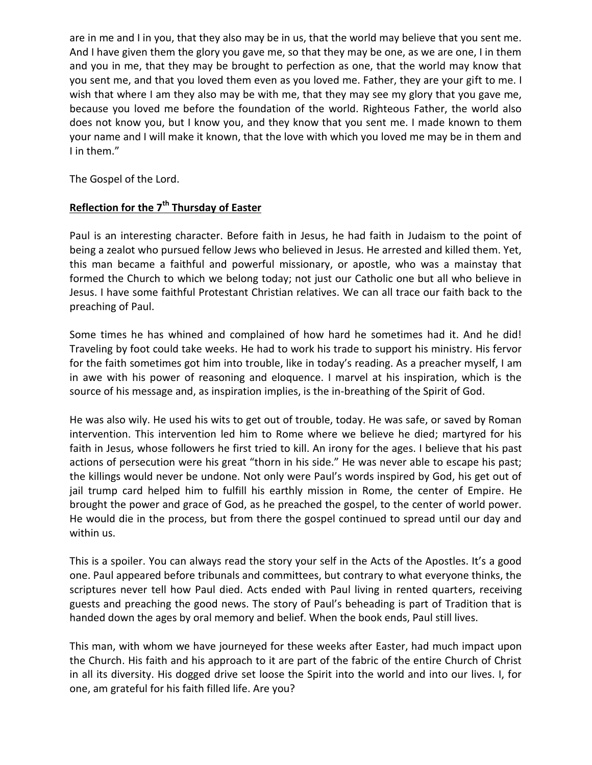are in me and I in you, that they also may be in us, that the world may believe that you sent me. And I have given them the glory you gave me, so that they may be one, as we are one, I in them and you in me, that they may be brought to perfection as one, that the world may know that you sent me, and that you loved them even as you loved me. Father, they are your gift to me. I wish that where I am they also may be with me, that they may see my glory that you gave me, because you loved me before the foundation of the world. Righteous Father, the world also does not know you, but I know you, and they know that you sent me. I made known to them your name and I will make it known, that the love with which you loved me may be in them and I in them."

The Gospel of the Lord.

## Reflection for the 7th Thursday of Easter

Paul is an interesting character. Before faith in Jesus, he had faith in Judaism to the point of being a zealot who pursued fellow Jews who believed in Jesus. He arrested and killed them. Yet, this man became a faithful and powerful missionary, or apostle, who was a mainstay that formed the Church to which we belong today; not just our Catholic one but all who believe in Jesus. I have some faithful Protestant Christian relatives. We can all trace our faith back to the preaching of Paul.

Some times he has whined and complained of how hard he sometimes had it. And he did! Traveling by foot could take weeks. He had to work his trade to support his ministry. His fervor for the faith sometimes got him into trouble, like in today's reading. As a preacher myself, I am in awe with his power of reasoning and eloquence. I marvel at his inspiration, which is the source of his message and, as inspiration implies, is the in-breathing of the Spirit of God.

He was also wily. He used his wits to get out of trouble, today. He was safe, or saved by Roman intervention. This intervention led him to Rome where we believe he died; martyred for his faith in Jesus, whose followers he first tried to kill. An irony for the ages. I believe that his past actions of persecution were his great "thorn in his side." He was never able to escape his past; the killings would never be undone. Not only were Paul's words inspired by God, his get out of jail trump card helped him to fulfill his earthly mission in Rome, the center of Empire. He brought the power and grace of God, as he preached the gospel, to the center of world power. He would die in the process, but from there the gospel continued to spread until our day and within us.

This is a spoiler. You can always read the story your self in the Acts of the Apostles. It's a good one. Paul appeared before tribunals and committees, but contrary to what everyone thinks, the scriptures never tell how Paul died. Acts ended with Paul living in rented quarters, receiving guests and preaching the good news. The story of Paul's beheading is part of Tradition that is handed down the ages by oral memory and belief. When the book ends, Paul still lives.

This man, with whom we have journeyed for these weeks after Easter, had much impact upon the Church. His faith and his approach to it are part of the fabric of the entire Church of Christ in all its diversity. His dogged drive set loose the Spirit into the world and into our lives. I, for one, am grateful for his faith filled life. Are you?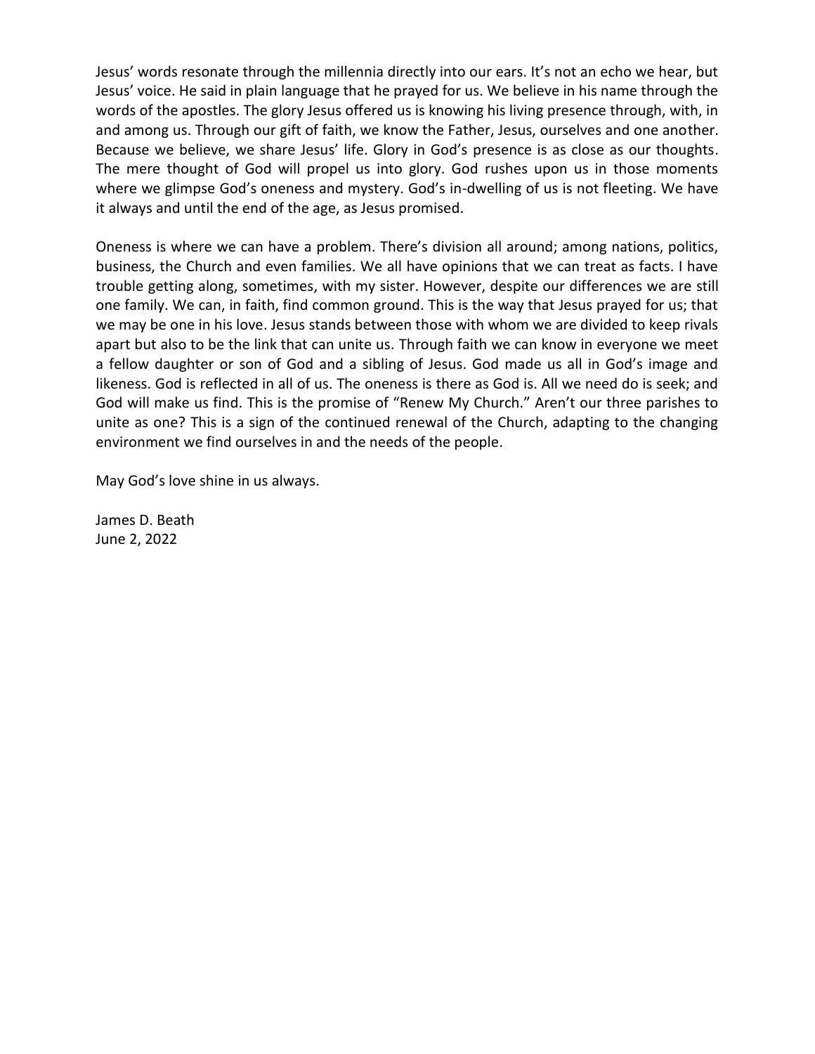Jesus' words resonate through the millennia directly into our ears. It's not an echo we hear, but Jesus' voice. He said in plain language that he prayed for us. We believe in his name through the words of the apostles. The glory Jesus offered us is knowing his living presence through, with, in and among us. Through our gift of faith, we know the Father, Jesus, ourselves and one another. Because we believe, we share Jesus' life. Glory in God's presence is as close as our thoughts. The mere thought of God will propel us into glory. God rushes upon us in those moments where we glimpse God's oneness and mystery. God's in-dwelling of us is not fleeting. We have it always and until the end of the age, as Jesus promised.

Oneness is where we can have a problem. There's division all around; among nations, politics, business, the Church and even families. We all have opinions that we can treat as facts. I have trouble getting along, sometimes, with my sister. However, despite our differences we are still one family. We can, in faith, find common ground. This is the way that Jesus prayed for us; that we may be one in his love. Jesus stands between those with whom we are divided to keep rivals apart but also to be the link that can unite us. Through faith we can know in everyone we meet a fellow daughter or son of God and a sibling of Jesus. God made us all in God's image and likeness. God is reflected in all of us. The oneness is there as God is. All we need do is seek; and God will make us find. This is the promise of "Renew My Church." Aren't our three parishes to unite as one? This is a sign of the continued renewal of the Church, adapting to the changing environment we find ourselves in and the needs of the people.

May God's love shine in us always.

James D. Beath
June 2, 2022